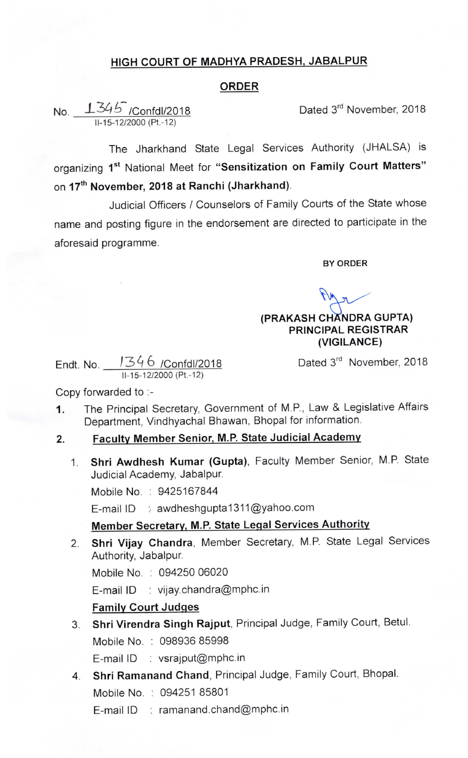## HIGH COURT OF MADHYA PRADESH, JABALPUR

## ORDER

No. 1345 /Confdl/2018
II-15-12/2000 (Pt.-12)

Dated 3rd November, 2018

The Jharkhand State Legal Services Authority (JHALSA) is organizing 1st National Meet for **"Sensitization on Family Court Matters"** on **17th November, 2018 at Ranchi (Jharkhand)**.

Judicial Officers / Counselors of Family Courts of the State whose name and posting figure in the endorsement are directed to participate in the aforesaid programme.

**BY ORDER**

**(PRAKASH CHANDRA GUPTA)**
**PRINCIPAL REGISTRAR**
**(VIGILANCE)**

Endt. No. 1346 /Confdl/2018
II-15-12/2000 (Pt.-12)

Dated 3rd November, 2018

Copy forwarded to :-

1. The Principal Secretary, Government of M.P., Law & Legislative Affairs Department, Vindhyachal Bhawan, Bhopal for information.

2. **Faculty Member Senior, M.P. State Judicial Academy**

   1. **Shri Awdhesh Kumar (Gupta)**, Faculty Member Senior, M.P. State Judicial Academy, Jabalpur.
      Mobile No. : 9425167844
      E-mail ID : awdheshgupta1311@yahoo.com

   **Member Secretary, M.P. State Legal Services Authority**

   2. **Shri Vijay Chandra**, Member Secretary, M.P. State Legal Services Authority, Jabalpur.
      Mobile No. : 094250 06020
      E-mail ID : vijay.chandra@mphc.in

   **Family Court Judges**

   3. **Shri Virendra Singh Rajput**, Principal Judge, Family Court, Betul.
      Mobile No. : 098936 85998
      E-mail ID : vsrajput@mphc.in

   4. **Shri Ramanand Chand**, Principal Judge, Family Court, Bhopal.
      Mobile No. : 094251 85801
      E-mail ID : ramanand.chand@mphc.in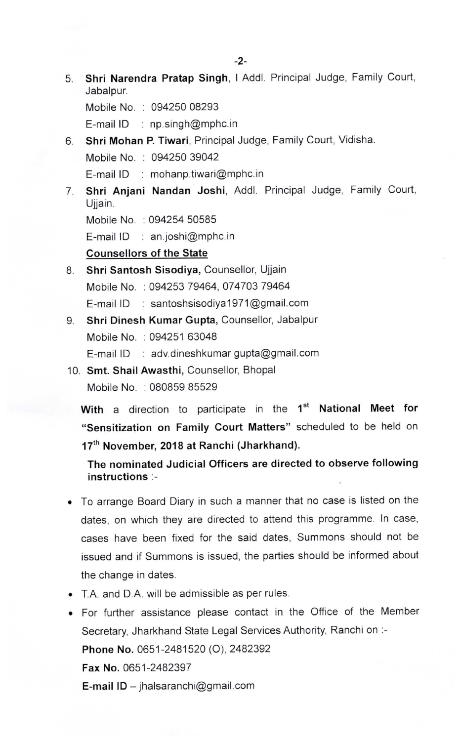5. **Shri Narendra Pratap Singh**, I Addl. Principal Judge, Family Court, Jabalpur.

   Mobile No. : 094250 08293

   E-mail ID : np.singh@mphc.in

6. **Shri Mohan P. Tiwari**, Principal Judge, Family Court, Vidisha.

   Mobile No. : 094250 39042

   E-mail ID : mohanp.tiwari@mphc.in

7. **Shri Anjani Nandan Joshi**, Addl. Principal Judge, Family Court, Ujjain.

   Mobile No. : 094254 50585

   E-mail ID : an.joshi@mphc.in

**<u>Counsellors of the State</u>**

8. **Shri Santosh Sisodiya,** Counsellor, Ujjain

   Mobile No. : 094253 79464, 074703 79464

   E-mail ID : santoshsisodiya1971@gmail.com

9. **Shri Dinesh Kumar Gupta,** Counsellor, Jabalpur

   Mobile No. : 094251 63048

   E-mail ID : adv.dineshkumar gupta@gmail.com

10. **Smt. Shail Awasthi,** Counsellor, Bhopal

    Mobile No. : 080859 85529

**With** a direction to participate in the **1st National Meet for "Sensitization on Family Court Matters"** scheduled to be held on **17th November, 2018 at Ranchi (Jharkhand).**

**The nominated Judicial Officers are directed to observe following instructions** :-

- To arrange Board Diary in such a manner that no case is listed on the dates, on which they are directed to attend this programme. In case, cases have been fixed for the said dates, Summons should not be issued and if Summons is issued, the parties should be informed about the change in dates.
- T.A. and D.A. will be admissible as per rules.
- For further assistance please contact in the Office of the Member Secretary, Jharkhand State Legal Services Authority, Ranchi on :-

  **Phone No.** 0651-2481520 (O), 2482392

  **Fax No.** 0651-2482397

  **E-mail ID** – jhalsaranchi@gmail.com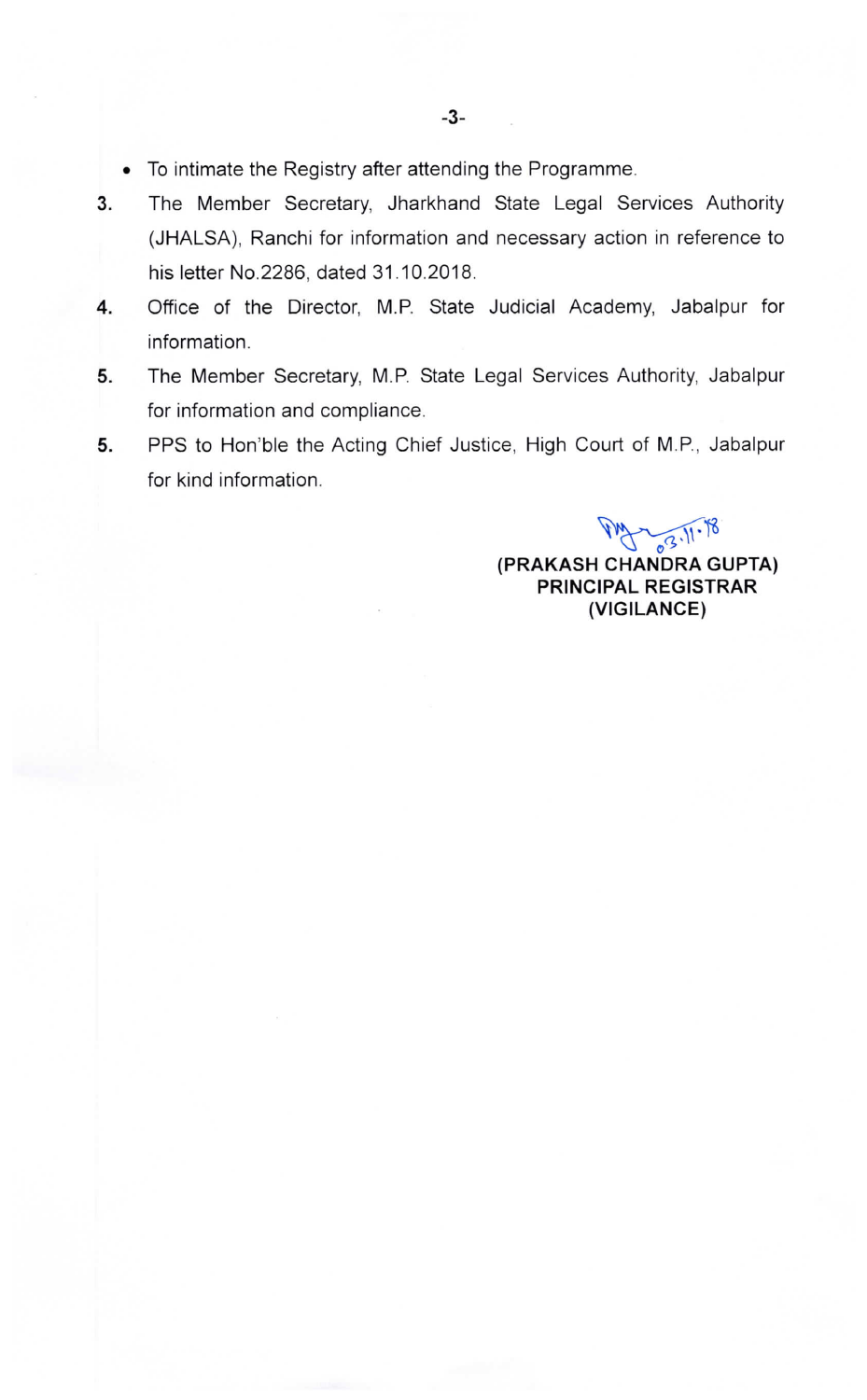- To intimate the Registry after attending the Programme.

**3.** The Member Secretary, Jharkhand State Legal Services Authority (JHALSA), Ranchi for information and necessary action in reference to his letter No.2286, dated 31.10.2018.

**4.** Office of the Director, M.P. State Judicial Academy, Jabalpur for information.

**5.** The Member Secretary, M.P. State Legal Services Authority, Jabalpur for information and compliance.

**5.** PPS to Hon'ble the Acting Chief Justice, High Court of M.P., Jabalpur for kind information.

03.11.18

**(PRAKASH CHANDRA GUPTA)**
**PRINCIPAL REGISTRAR**
**(VIGILANCE)**